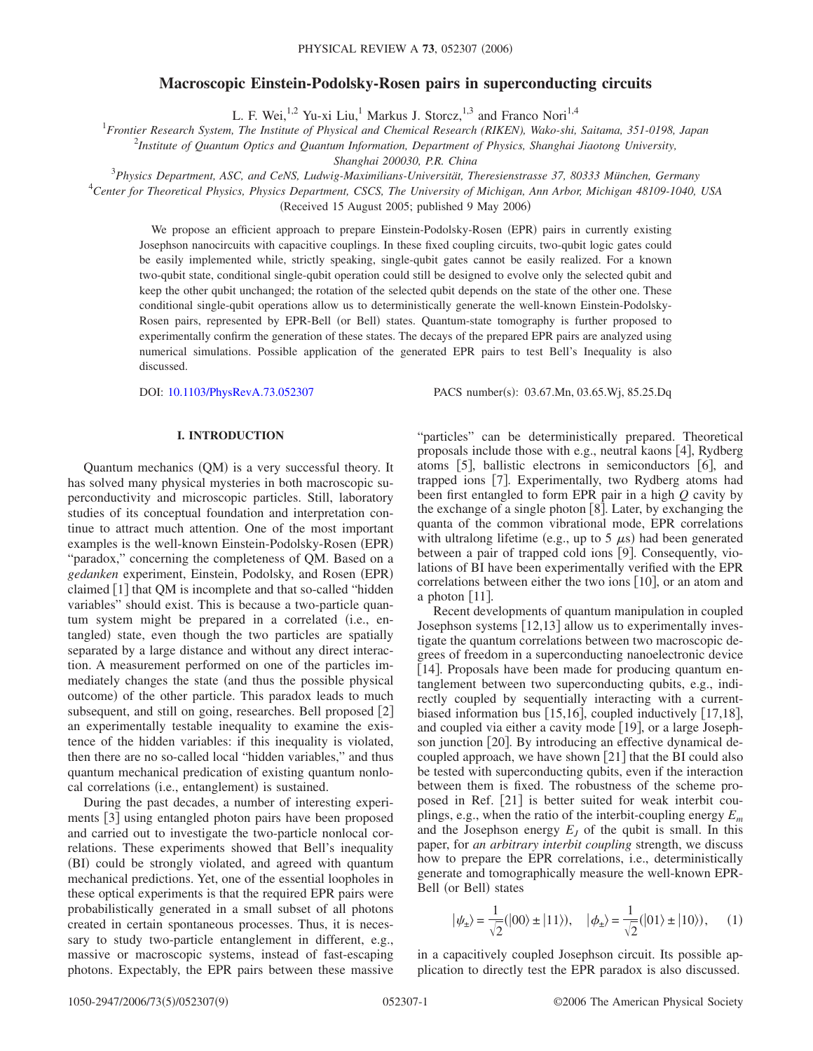# Macroscopic Einstein-Podolsky-Rosen pairs in superconducting circuits

L. F. Wei,[1,2] Yu-xi Liu,[1] Markus J. Storcz,[1,3] and Franco Nori[1,4]

[1]Frontier Research System, The Institute of Physical and Chemical Research (RIKEN), Wako-shi, Saitama, 351-0198, Japan

[2]Institute of Quantum Optics and Quantum Information, Department of Physics, Shanghai Jiaotong University, Shanghai 200030, P.R. China

[3]Physics Department, ASC, and CeNS, Ludwig-Maximilians-Universität, Theresienstrasse 37, 80333 München, Germany

[4]Center for Theoretical Physics, Physics Department, CSCS, The University of Michigan, Ann Arbor, Michigan 48109-1040, USA

(Received 15 August 2005; published 9 May 2006)

We propose an efficient approach to prepare Einstein-Podolsky-Rosen (EPR) pairs in currently existing Josephson nanocircuits with capacitive couplings. In these fixed coupling circuits, two-qubit logic gates could be easily implemented while, strictly speaking, single-qubit gates cannot be easily realized. For a known two-qubit state, conditional single-qubit operation could still be designed to evolve only the selected qubit and keep the other qubit unchanged; the rotation of the selected qubit depends on the state of the other one. These conditional single-qubit operations allow us to deterministically generate the well-known Einstein-Podolsky-Rosen pairs, represented by EPR-Bell (or Bell) states. Quantum-state tomography is further proposed to experimentally confirm the generation of these states. The decays of the prepared EPR pairs are analyzed using numerical simulations. Possible application of the generated EPR pairs to test Bell's Inequality is also discussed.

DOI: 10.1103/PhysRevA.73.052307 PACS number(s): 03.67.Mn, 03.65.Wj, 85.25.Dq

## I. INTRODUCTION

Quantum mechanics (QM) is a very successful theory. It has solved many physical mysteries in both macroscopic superconductivity and microscopic particles. Still, laboratory studies of its conceptual foundation and interpretation continue to attract much attention. One of the most important examples is the well-known Einstein-Podolsky-Rosen (EPR) "paradox," concerning the completeness of QM. Based on a *gedanken* experiment, Einstein, Podolsky, and Rosen (EPR) claimed [1] that QM is incomplete and that so-called "hidden variables" should exist. This is because a two-particle quantum system might be prepared in a correlated (i.e., entangled) state, even though the two particles are spatially separated by a large distance and without any direct interaction. A measurement performed on one of the particles immediately changes the state (and thus the possible physical outcome) of the other particle. This paradox leads to much subsequent, and still on going, researches. Bell proposed [2] an experimentally testable inequality to examine the existence of the hidden variables: if this inequality is violated, then there are no so-called local "hidden variables," and thus quantum mechanical predication of existing quantum nonlocal correlations (i.e., entanglement) is sustained.

During the past decades, a number of interesting experiments [3] using entangled photon pairs have been proposed and carried out to investigate the two-particle nonlocal correlations. These experiments showed that Bell's inequality (BI) could be strongly violated, and agreed with quantum mechanical predictions. Yet, one of the essential loopholes in these optical experiments is that the required EPR pairs were probabilistically generated in a small subset of all photons created in certain spontaneous processes. Thus, it is necessary to study two-particle entanglement in different, e.g., massive or macroscopic systems, instead of fast-escaping photons. Expectably, the EPR pairs between these massive "particles" can be deterministically prepared. Theoretical proposals include those with e.g., neutral kaons [4], Rydberg atoms [5], ballistic electrons in semiconductors [6], and trapped ions [7]. Experimentally, two Rydberg atoms had been first entangled to form EPR pair in a high $Q$ cavity by the exchange of a single photon [8]. Later, by exchanging the quanta of the common vibrational mode, EPR correlations with ultralong lifetime (e.g., up to 5 $\mu$s) had been generated between a pair of trapped cold ions [9]. Consequently, violations of BI have been experimentally verified with the EPR correlations between either the two ions [10], or an atom and a photon [11].

Recent developments of quantum manipulation in coupled Josephson systems [12,13] allow us to experimentally investigate the quantum correlations between two macroscopic degrees of freedom in a superconducting nanoelectronic device [14]. Proposals have been made for producing quantum entanglement between two superconducting qubits, e.g., indirectly coupled by sequentially interacting with a current-biased information bus [15,16], coupled inductively [17,18], and coupled via either a cavity mode [19], or a large Josephson junction [20]. By introducing an effective dynamical decoupled approach, we have shown [21] that the BI could also be tested with superconducting qubits, even if the interaction between them is fixed. The robustness of the scheme proposed in Ref. [21] is better suited for weak interbit couplings, e.g., when the ratio of the interbit-coupling energy $E_m$ and the Josephson energy $E_J$ of the qubit is small. In this paper, for *an arbitrary interbit coupling* strength, we discuss how to prepare the EPR correlations, i.e., deterministically generate and tomographically measure the well-known EPR-Bell (or Bell) states

$$|\psi_{\pm}\rangle = \frac{1}{\sqrt{2}}(|00\rangle \pm |11\rangle), \quad |\phi_{\pm}\rangle = \frac{1}{\sqrt{2}}(|01\rangle \pm |10\rangle), \qquad (1)$$

in a capacitively coupled Josephson circuit. Its possible application to directly test the EPR paradox is also discussed.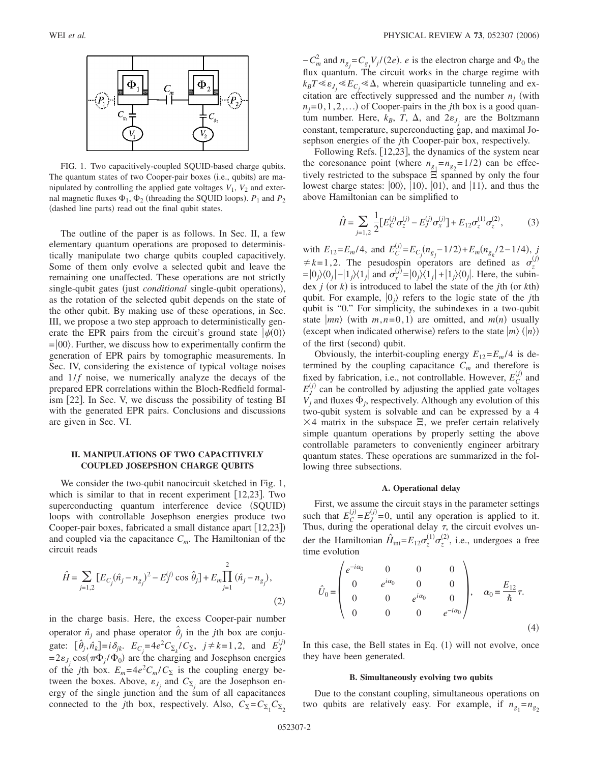FIG. 1. Two capacitively-coupled SQUID-based charge qubits. The quantum states of two Cooper-pair boxes (i.e., qubits) are manipulated by controlling the applied gate voltages $V_1$, $V_2$ and external magnetic fluxes $\Phi_1$, $\Phi_2$ (threading the SQUID loops). $P_1$ and $P_2$ (dashed line parts) read out the final qubit states.

The outline of the paper is as follows. In Sec. II, a few elementary quantum operations are proposed to deterministically manipulate two charge qubits coupled capacitively. Some of them only evolve a selected qubit and leave the remaining one unaffected. These operations are not strictly single-qubit gates (just *conditional* single-qubit operations), as the rotation of the selected qubit depends on the state of the other qubit. By making use of these operations, in Sec. III, we propose a two step approach to deterministically generate the EPR pairs from the circuit's ground state $|\psi(0)\rangle = |00\rangle$. Further, we discuss how to experimentally confirm the generation of EPR pairs by tomographic measurements. In Sec. IV, considering the existence of typical voltage noises and $1/f$ noise, we numerically analyze the decays of the prepared EPR correlations within the Bloch-Redfield formalism [22]. In Sec. V, we discuss the possibility of testing BI with the generated EPR pairs. Conclusions and discussions are given in Sec. VI.

## II. MANIPULATIONS OF TWO CAPACITIVELY COUPLED JOSEPHSON CHARGE QUBITS

We consider the two-qubit nanocircuit sketched in Fig. 1, which is similar to that in recent experiment [12,23]. Two superconducting quantum interference device (SQUID) loops with controllable Josephson energies produce two Cooper-pair boxes, fabricated a small distance apart [12,23]) and coupled via the capacitance $C_m$. The Hamiltonian of the circuit reads

$$\hat{H} = \sum_{j=1,2} [E_{C_j}(\hat{n}_j - n_{g_j})^2 - E_J^{(j)} \cos \hat{\theta}_j] + E_m \prod_{j=1}^{2} (\hat{n}_j - n_{g_j}), \tag{2}$$

in the charge basis. Here, the excess Cooper-pair number operator $\hat{n}_j$ and phase operator $\hat{\theta}_j$ in the $j$th box are conjugate: $[\hat{\theta}_j, \hat{n}_k] = i\delta_{jk}$. $E_{C_j} = 4e^2 C_{\Sigma_k}/C_\Sigma$, $j \neq k = 1,2$, and $E_J^{(j)} = 2\varepsilon_{J_j} \cos(\pi \Phi_j/\Phi_0)$ are the charging and Josephson energies of the $j$th box. $E_m = 4e^2 C_m/C_\Sigma$ is the coupling energy between the boxes. Above, $\varepsilon_{J_j}$ and $C_{\Sigma_j}$ are the Josephson energy of the single junction and the sum of all capacitances connected to the $j$th box, respectively. Also, $C_\Sigma = C_{\Sigma_1} C_{\Sigma_2} - C_m^2$ and $n_{g_j} = C_{g_j} V_j/(2e)$. $e$ is the electron charge and $\Phi_0$ the flux quantum. The circuit works in the charge regime with $k_B T \ll \varepsilon_{J_j} \ll E_{C_j} \ll \Delta$, wherein quasiparticle tunneling and excitation are effectively suppressed and the number $n_j$ (with $n_j = 0,1,2,\ldots$) of Cooper-pairs in the $j$th box is a good quantum number. Here, $k_B$, $T$, $\Delta$, and $2\varepsilon_{J_j}$ are the Boltzmann constant, temperature, superconducting gap, and maximal Josephson energies of the $j$th Cooper-pair box, respectively.

Following Refs. [12,23], the dynamics of the system near the coresonance point (where $n_{g_1} = n_{g_2} = 1/2$) can be effectively restricted to the subspace $\Xi$ spanned by only the four lowest charge states: $|00\rangle$, $|10\rangle$, $|01\rangle$, and $|11\rangle$, and thus the above Hamiltonian can be simplified to

$$\hat{H} = \sum_{j=1,2} \frac{1}{2} [E_C^{(j)} \sigma_z^{(j)} - E_J^{(j)} \sigma_x^{(j)}] + E_{12} \sigma_z^{(1)} \sigma_z^{(2)}, \tag{3}$$

with $E_{12} = E_m/4$, and $E_C^{(j)} = E_{C_j}(n_{g_j} - 1/2) + E_m(n_{g_k}/2 - 1/4)$, $j \neq k = 1,2$. The pesudospin operators are defined as $\sigma_z^{(j)} = |0_j\rangle\langle 0_j| - |1_j\rangle\langle 1_j|$ and $\sigma_x^{(j)} = |0_j\rangle\langle 1_j| + |1_j\rangle\langle 0_j|$. Here, the subindex $j$ (or $k$) is introduced to label the state of the $j$th (or $k$th) qubit. For example, $|0_j\rangle$ refers to the logic state of the $j$th qubit is "0." For simplicity, the subindexes in a two-qubit state $|mn\rangle$ (with $m,n = 0,1$) are omitted, and $m(n)$ usually (except when indicated otherwise) refers to the state $|m\rangle$ ($|n\rangle$) of the first (second) qubit.

Obviously, the interbit-coupling energy $E_{12} = E_m/4$ is determined by the coupling capacitance $C_m$ and therefore is fixed by fabrication, i.e., not controllable. However, $E_C^{(j)}$ and $E_J^{(j)}$ can be controlled by adjusting the applied gate voltages $V_j$ and fluxes $\Phi_j$, respectively. Although any evolution of this two-qubit system is solvable and can be expressed by a $4 \times 4$ matrix in the subspace $\Xi$, we prefer certain relatively simple quantum operations by properly setting the above controllable parameters to conveniently engineer arbitrary quantum states. These operations are summarized in the following three subsections.

### A. Operational delay

First, we assume the circuit stays in the parameter settings such that $E_C^{(j)} = E_J^{(j)} = 0$, until any operation is applied to it. Thus, during the operational delay $\tau$, the circuit evolves under the Hamiltonian $\hat{H}_{\rm int} = E_{12} \sigma_z^{(1)} \sigma_z^{(2)}$, i.e., undergoes a free time evolution

$$\hat{U}_0 = \begin{pmatrix} e^{-i\alpha_0} & 0 & 0 & 0 \\ 0 & e^{i\alpha_0} & 0 & 0 \\ 0 & 0 & e^{i\alpha_0} & 0 \\ 0 & 0 & 0 & e^{-i\alpha_0} \end{pmatrix}, \quad \alpha_0 = \frac{E_{12}}{\hbar} \tau. \tag{4}$$

In this case, the Bell states in Eq. (1) will not evolve, once they have been generated.

### B. Simultaneously evolving two qubits

Due to the constant coupling, simultaneous operations on two qubits are relatively easy. For example, if $n_{g_1} = n_{g_2}$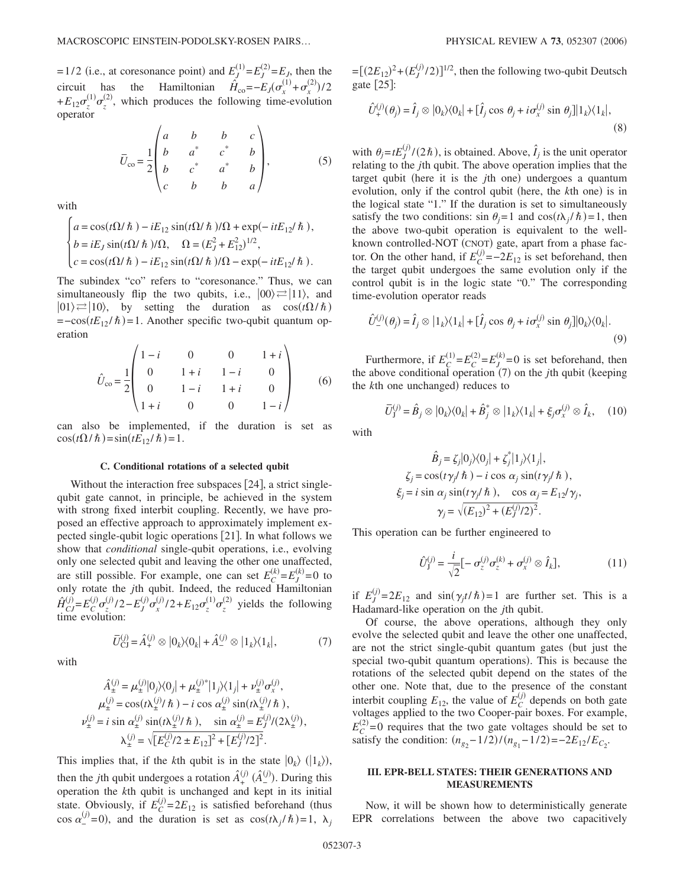$=1/2$ (i.e., at coresonance point) and $E_J^{(1)}=E_J^{(2)}=E_J$, then the circuit has the Hamiltonian $\hat{H}_{\mathrm{co}}=-E_J(\sigma_x^{(1)}+\sigma_x^{(2)})/2+E_{12}\sigma_z^{(1)}\sigma_z^{(2)}$, which produces the following time-evolution operator

$$
\bar{U}_{\mathrm{co}}=\frac{1}{2}\begin{pmatrix} a & b & b & c \\ b & a^* & c^* & b \\ b & c^* & a^* & b \\ c & b & b & a \end{pmatrix}, \tag{5}
$$

with

$$
\begin{cases} a=\cos(t\Omega/\hbar)-iE_{12}\sin(t\Omega/\hbar)/\Omega+\exp(-itE_{12}/\hbar), \\ b=iE_J\sin(t\Omega/\hbar)/\Omega, \quad \Omega=(E_J^2+E_{12}^2)^{1/2}, \\ c=\cos(t\Omega/\hbar)-iE_{12}\sin(t\Omega/\hbar)/\Omega-\exp(-itE_{12}/\hbar). \end{cases}
$$

The subindex "co" refers to "coresonance." Thus, we can simultaneously flip the two qubits, i.e., $|00\rangle \rightleftarrows |11\rangle$, and $|01\rangle \rightleftarrows |10\rangle$, by setting the duration as $\cos(t\Omega/\hbar)=-\cos(tE_{12}/\hbar)=1$. Another specific two-qubit quantum operation

$$
\hat{U}_{\mathrm{co}}=\frac{1}{2}\begin{pmatrix} 1-i & 0 & 0 & 1+i \\ 0 & 1+i & 1-i & 0 \\ 0 & 1-i & 1+i & 0 \\ 1+i & 0 & 0 & 1-i \end{pmatrix} \tag{6}
$$

can also be implemented, if the duration is set as $\cos(t\Omega/\hbar)=\sin(tE_{12}/\hbar)=1$.

### C. Conditional rotations of a selected qubit

Without the interaction free subspaces [24], a strict single-qubit gate cannot, in principle, be achieved in the system with strong fixed interbit coupling. Recently, we have proposed an effective approach to approximately implement expected single-qubit logic operations [21]. In what follows we show that *conditional* single-qubit operations, i.e., evolving only one selected qubit and leaving the other one unaffected, are still possible. For example, one can set $E_C^{(k)}=E_J^{(k)}=0$ to only rotate the $j$th qubit. Indeed, the reduced Hamiltonian $\hat{H}_{CJ}^{(j)}=E_C^{(j)}\sigma_z^{(j)}/2-E_J^{(j)}\sigma_x^{(j)}/2+E_{12}\sigma_z^{(1)}\sigma_z^{(2)}$ yields the following time evolution:

$$
\bar{U}_{\mathrm{CJ}}^{(j)}=\hat{A}_+^{(j)}\otimes|0_k\rangle\langle 0_k|+\hat{A}_-^{(j)}\otimes|1_k\rangle\langle 1_k|, \tag{7}
$$

with

$$
\hat{A}_\pm^{(j)}=\mu_\pm^{(j)}|0_j\rangle\langle 0_j|+\mu_\pm^{(j)*}|1_j\rangle\langle 1_j|+\nu_\pm^{(j)}\sigma_x^{(j)},
$$
$$
\mu_\pm^{(j)}=\cos(t\lambda_\pm^{(j)}/\hbar)-i\cos\alpha_\pm^{(j)}\sin(t\lambda_\pm^{(j)}/\hbar),
$$
$$
\nu_\pm^{(j)}=i\sin\alpha_\pm^{(j)}\sin(t\lambda_\pm^{(j)}/\hbar), \quad \sin\alpha_\pm^{(j)}=E_J^{(j)}/(2\lambda_\pm^{(j)}),
$$
$$
\lambda_\pm^{(j)}=\sqrt{[E_C^{(j)}/2\pm E_{12}]^2+[E_J^{(j)}/2]^2}.
$$

This implies that, if the $k$th qubit is in the state $|0_k\rangle$ ($|1_k\rangle$), then the $j$th qubit undergoes a rotation $\hat{A}_+^{(j)}$ ($\hat{A}_-^{(j)}$). During this operation the $k$th qubit is unchanged and kept in its initial state. Obviously, if $E_C^{(j)}=2E_{12}$ is satisfied beforehand (thus $\cos\alpha_-^{(j)}=0$), and the duration is set as $\cos(t\lambda_j/\hbar)=1$, $\lambda_j=[(2E_{12})^2+(E_J^{(j)}/2)]^{1/2}$, then the following two-qubit Deutsch gate [25]:

$$
\hat{U}_+^{(j)}(\theta_j)=\hat{I}_j\otimes|0_k\rangle\langle 0_k|+[\hat{I}_j\cos\theta_j+i\sigma_x^{(j)}\sin\theta_j]|1_k\rangle\langle 1_k|, \tag{8}
$$

with $\theta_j=tE_J^{(j)}/(2\hbar)$, is obtained. Above, $\hat{I}_j$ is the unit operator relating to the $j$th qubit. The above operation implies that the target qubit (here it is the $j$th one) undergoes a quantum evolution, only if the control qubit (here, the $k$th one) is in the logical state "1." If the duration is set to simultaneously satisfy the two conditions: $\sin\theta_j=1$ and $\cos(t\lambda_j/\hbar)=1$, then the above two-qubit operation is equivalent to the well-known controlled-NOT (CNOT) gate, apart from a phase factor. On the other hand, if $E_C^{(j)}=-2E_{12}$ is set beforehand, then the target qubit undergoes the same evolution only if the control qubit is in the logic state "0." The corresponding time-evolution operator reads

$$
\hat{U}_-^{(j)}(\theta_j)=\hat{I}_j\otimes|1_k\rangle\langle 1_k|+[\hat{I}_j\cos\theta_j+i\sigma_x^{(j)}\sin\theta_j]|0_k\rangle\langle 0_k|. \tag{9}
$$

Furthermore, if $E_C^{(1)}=E_C^{(2)}=E_J^{(k)}=0$ is set beforehand, then the above conditional operation (7) on the $j$th qubit (keeping the $k$th one unchanged) reduces to

$$
\bar{U}_{\mathrm{J}}^{(j)}=\hat{B}_j\otimes|0_k\rangle\langle 0_k|+\hat{B}_j^*\otimes|1_k\rangle\langle 1_k|+\xi_j\sigma_x^{(j)}\otimes\hat{I}_k, \tag{10}
$$

with

$$
\hat{B}_j=\zeta_j|0_j\rangle\langle 0_j|+\zeta_j^*|1_j\rangle\langle 1_j|,
$$
$$
\zeta_j=\cos(t\gamma_j/\hbar)-i\cos\alpha_j\sin(t\gamma_j/\hbar),
$$
$$
\xi_j=i\sin\alpha_j\sin(t\gamma_j/\hbar), \quad \cos\alpha_j=E_{12}/\gamma_j,
$$
$$
\gamma_j=\sqrt{(E_{12})^2+(E_J^{(j)}/2)^2}.
$$

This operation can be further engineered to

$$
\hat{U}_{\mathrm{J}}^{(j)}=\frac{i}{\sqrt{2}}[-\sigma_z^{(j)}\sigma_z^{(k)}+\sigma_x^{(j)}\otimes\hat{I}_k], \tag{11}
$$

if $E_J^{(j)}=2E_{12}$ and $\sin(\gamma_j t/\hbar)=1$ are further set. This is a Hadamard-like operation on the $j$th qubit.

Of course, the above operations, although they only evolve the selected qubit and leave the other one unaffected, are not the strict single-qubit quantum gates (but just the special two-qubit quantum operations). This is because the rotations of the selected qubit depend on the states of the other one. Note that, due to the presence of the constant interbit coupling $E_{12}$, the value of $E_C^{(j)}$ depends on both gate voltages applied to the two Cooper-pair boxes. For example, $E_C^{(2)}=0$ requires that the two gate voltages should be set to satisfy the condition: $(n_{g_2}-1/2)/(n_{g_1}-1/2)=-2E_{12}/E_{C_2}$.

## III. EPR-BELL STATES: THEIR GENERATIONS AND MEASUREMENTS

Now, it will be shown how to deterministically generate EPR correlations between the above two capacitively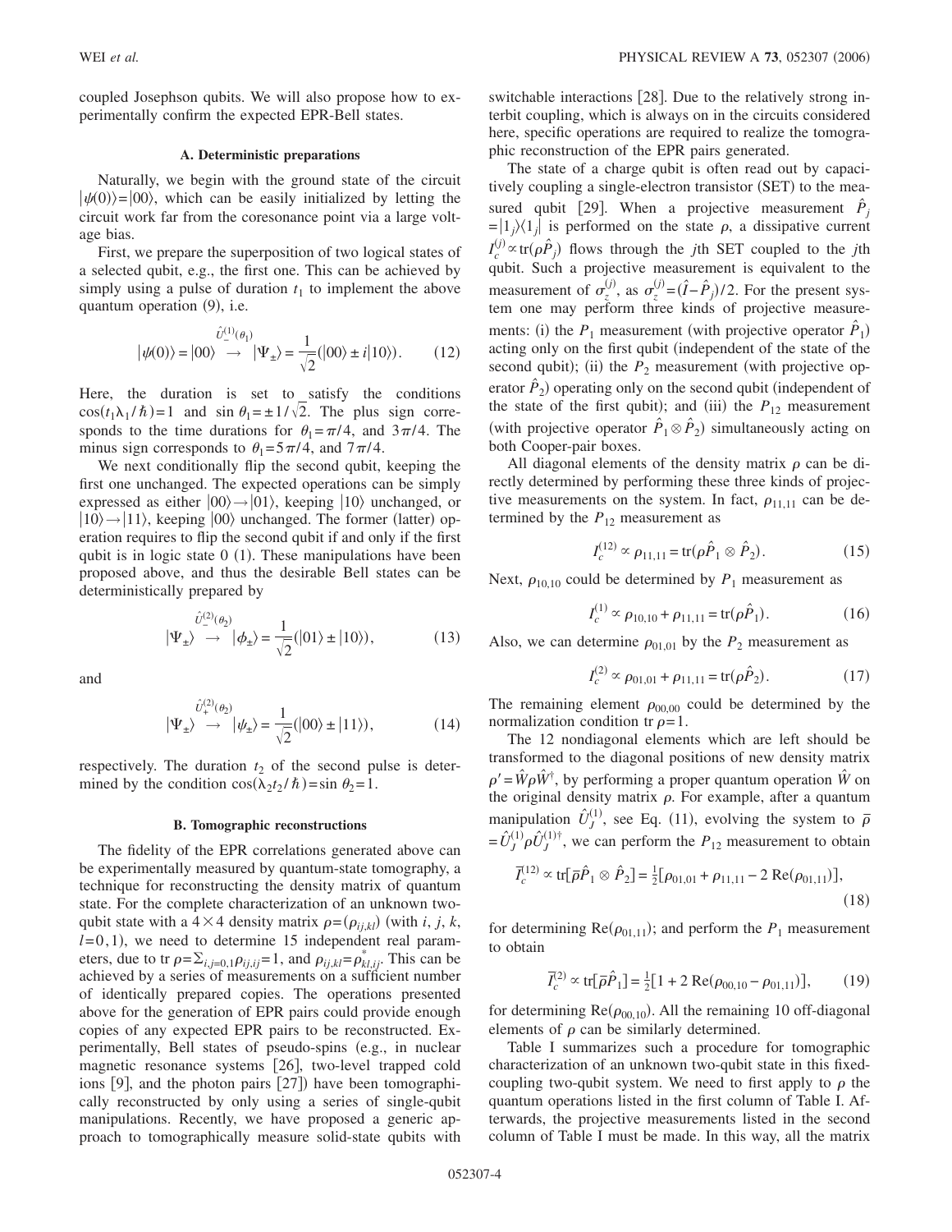coupled Josephson qubits. We will also propose how to experimentally confirm the expected EPR-Bell states.

### A. Deterministic preparations

Naturally, we begin with the ground state of the circuit $|\psi(0)\rangle = |00\rangle$, which can be easily initialized by letting the circuit work far from the coresonance point via a large voltage bias.

First, we prepare the superposition of two logical states of a selected qubit, e.g., the first one. This can be achieved by simply using a pulse of duration $t_1$ to implement the above quantum operation (9), i.e.

$$|\psi(0)\rangle = |00\rangle \overset{\hat{U}_{-}^{(1)}(\theta_1)}{\longrightarrow} |\Psi_{\pm}\rangle = \frac{1}{\sqrt{2}}(|00\rangle \pm i|10\rangle). \tag{12}$$

Here, the duration is set to satisfy the conditions $\cos(t_1\lambda_1/\hbar)=1$ and $\sin\theta_1 = \pm 1/\sqrt{2}$. The plus sign corresponds to the time durations for $\theta_1 = \pi/4$, and $3\pi/4$. The minus sign corresponds to $\theta_1 = 5\pi/4$, and $7\pi/4$.

We next conditionally flip the second qubit, keeping the first one unchanged. The expected operations can be simply expressed as either $|00\rangle \to |01\rangle$, keeping $|10\rangle$ unchanged, or $|10\rangle \to |11\rangle$, keeping $|00\rangle$ unchanged. The former (latter) operation requires to flip the second qubit if and only if the first qubit is in logic state 0 (1). These manipulations have been proposed above, and thus the desirable Bell states can be deterministically prepared by

$$|\Psi_{\pm}\rangle \overset{\hat{U}_{-}^{(2)}(\theta_2)}{\longrightarrow} |\phi_{\pm}\rangle = \frac{1}{\sqrt{2}}(|01\rangle \pm |10\rangle), \tag{13}$$

and

$$|\Psi_{\pm}\rangle \overset{\hat{U}_{+}^{(2)}(\theta_2)}{\longrightarrow} |\psi_{\pm}\rangle = \frac{1}{\sqrt{2}}(|00\rangle \pm |11\rangle), \tag{14}$$

respectively. The duration $t_2$ of the second pulse is determined by the condition $\cos(\lambda_2 t_2/\hbar) = \sin\theta_2 = 1$.

### B. Tomographic reconstructions

The fidelity of the EPR correlations generated above can be experimentally measured by quantum-state tomography, a technique for reconstructing the density matrix of quantum state. For the complete characterization of an unknown two-qubit state with a $4\times 4$ density matrix $\rho = (\rho_{ij,kl})$ (with $i$, $j$, $k$, $l = 0,1$), we need to determine 15 independent real parameters, due to $\operatorname{tr}\rho = \sum_{i,j=0,1}\rho_{ij,ij} = 1$, and $\rho_{ij,kl} = \rho_{kl,ij}^{*}$. This can be achieved by a series of measurements on a sufficient number of identically prepared copies. The operations presented above for the generation of EPR pairs could provide enough copies of any expected EPR pairs to be reconstructed. Experimentally, Bell states of pseudo-spins (e.g., in nuclear magnetic resonance systems [26], two-level trapped cold ions [9], and the photon pairs [27]) have been tomographically reconstructed by only using a series of single-qubit manipulations. Recently, we have proposed a generic approach to tomographically measure solid-state qubits with switchable interactions [28]. Due to the relatively strong interbit coupling, which is always on in the circuits considered here, specific operations are required to realize the tomographic reconstruction of the EPR pairs generated.

The state of a charge qubit is often read out by capacitively coupling a single-electron transistor (SET) to the measured qubit [29]. When a projective measurement $\hat{P}_j = |1_j\rangle\langle 1_j|$ is performed on the state $\rho$, a dissipative current $I_c^{(j)} \propto \operatorname{tr}(\rho\hat{P}_j)$ flows through the $j$th SET coupled to the $j$th qubit. Such a projective measurement is equivalent to the measurement of $\sigma_z^{(j)}$, as $\sigma_z^{(j)} = (\hat{I} - \hat{P}_j)/2$. For the present system one may perform three kinds of projective measurements: (i) the $P_1$ measurement (with projective operator $\hat{P}_1$) acting only on the first qubit (independent of the state of the second qubit); (ii) the $P_2$ measurement (with projective operator $\hat{P}_2$) operating only on the second qubit (independent of the state of the first qubit); and (iii) the $P_{12}$ measurement (with projective operator $\hat{P}_1 \otimes \hat{P}_2$) simultaneously acting on both Cooper-pair boxes.

All diagonal elements of the density matrix $\rho$ can be directly determined by performing these three kinds of projective measurements on the system. In fact, $\rho_{11,11}$ can be determined by the $P_{12}$ measurement as

$$I_c^{(12)} \propto \rho_{11,11} = \operatorname{tr}(\rho\hat{P}_1 \otimes \hat{P}_2). \tag{15}$$

Next, $\rho_{10,10}$ could be determined by $P_1$ measurement as

$$I_c^{(1)} \propto \rho_{10,10} + \rho_{11,11} = \operatorname{tr}(\rho\hat{P}_1). \tag{16}$$

Also, we can determine $\rho_{01,01}$ by the $P_2$ measurement as

$$I_c^{(2)} \propto \rho_{01,01} + \rho_{11,11} = \operatorname{tr}(\rho\hat{P}_2). \tag{17}$$

The remaining element $\rho_{00,00}$ could be determined by the normalization condition $\operatorname{tr}\rho = 1$.

The 12 nondiagonal elements which are left should be transformed to the diagonal positions of new density matrix $\rho' = \hat{W}\rho\hat{W}^{\dagger}$, by performing a proper quantum operation $\hat{W}$ on the original density matrix $\rho$. For example, after a quantum manipulation $\hat{U}_J^{(1)}$, see Eq. (11), evolving the system to $\bar{\rho} = \hat{U}_J^{(1)}\rho\hat{U}_J^{(1)\dagger}$, we can perform the $P_{12}$ measurement to obtain

$$\bar{I}_c^{(12)} \propto \operatorname{tr}[\bar{\rho}\hat{P}_1 \otimes \hat{P}_2] = \tfrac{1}{2}[\rho_{01,01} + \rho_{11,11} - 2\,\mathrm{Re}(\rho_{01,11})], \tag{18}$$

for determining $\mathrm{Re}(\rho_{01,11})$; and perform the $P_1$ measurement to obtain

$$\bar{I}_c^{(2)} \propto \operatorname{tr}[\bar{\rho}\hat{P}_1] = \tfrac{1}{2}[1 + 2\,\mathrm{Re}(\rho_{00,10} - \rho_{01,11})], \tag{19}$$

for determining $\mathrm{Re}(\rho_{00,10})$. All the remaining 10 off-diagonal elements of $\rho$ can be similarly determined.

Table I summarizes such a procedure for tomographic characterization of an unknown two-qubit state in this fixed-coupling two-qubit system. We need to first apply to $\rho$ the quantum operations listed in the first column of Table I. Afterwards, the projective measurements listed in the second column of Table I must be made. In this way, all the matrix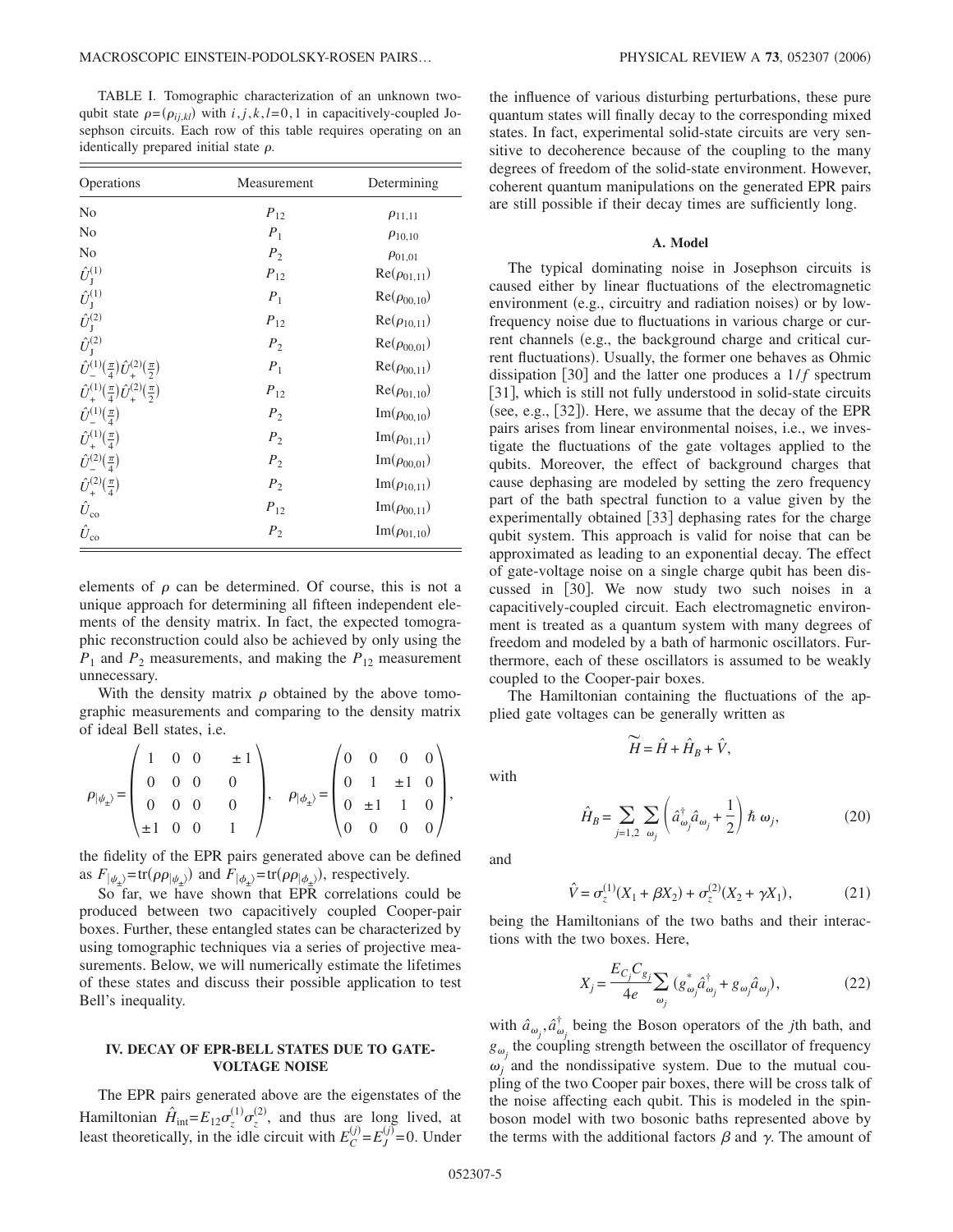TABLE I. Tomographic characterization of an unknown two-qubit state $\rho=(\rho_{ij,kl})$ with $i,j,k,l=0,1$ in capacitively-coupled Josephson circuits. Each row of this table requires operating on an identically prepared initial state $\rho$.

| Operations | Measurement | Determining |
|---|---|---|
| No | $P_{12}$ | $\rho_{11,11}$ |
| No | $P_1$ | $\rho_{10,10}$ |
| No | $P_2$ | $\rho_{01,01}$ |
| $\hat{U}_{\mathrm{J}}^{(1)}$ | $P_{12}$ | $\mathrm{Re}(\rho_{01,11})$ |
| $\hat{U}_{\mathrm{J}}^{(1)}$ | $P_1$ | $\mathrm{Re}(\rho_{00,10})$ |
| $\hat{U}_{\mathrm{J}}^{(2)}$ | $P_{12}$ | $\mathrm{Re}(\rho_{10,11})$ |
| $\hat{U}_{\mathrm{J}}^{(2)}$ | $P_2$ | $\mathrm{Re}(\rho_{00,01})$ |
| $\hat{U}_{-}^{(1)}(\frac{\pi}{4})\hat{U}_{+}^{(2)}(\frac{\pi}{2})$ | $P_1$ | $\mathrm{Re}(\rho_{00,11})$ |
| $\hat{U}_{+}^{(1)}(\frac{\pi}{4})\hat{U}_{+}^{(2)}(\frac{\pi}{2})$ | $P_{12}$ | $\mathrm{Re}(\rho_{01,10})$ |
| $\hat{U}_{-}^{(1)}(\frac{\pi}{4})$ | $P_2$ | $\mathrm{Im}(\rho_{00,10})$ |
| $\hat{U}_{+}^{(1)}(\frac{\pi}{4})$ | $P_2$ | $\mathrm{Im}(\rho_{01,11})$ |
| $\hat{U}_{-}^{(2)}(\frac{\pi}{4})$ | $P_2$ | $\mathrm{Im}(\rho_{00,01})$ |
| $\hat{U}_{+}^{(2)}(\frac{\pi}{4})$ | $P_2$ | $\mathrm{Im}(\rho_{10,11})$ |
| $\hat{U}_{\mathrm{co}}$ | $P_{12}$ | $\mathrm{Im}(\rho_{00,11})$ |
| $\hat{U}_{\mathrm{co}}$ | $P_2$ | $\mathrm{Im}(\rho_{01,10})$ |

elements of $\rho$ can be determined. Of course, this is not a unique approach for determining all fifteen independent elements of the density matrix. In fact, the expected tomographic reconstruction could also be achieved by only using the $P_1$ and $P_2$ measurements, and making the $P_{12}$ measurement unnecessary.

With the density matrix $\rho$ obtained by the above tomographic measurements and comparing to the density matrix of ideal Bell states, i.e.

$$\rho_{|\psi_\pm\rangle}=\begin{pmatrix}1 & 0 & 0 & \pm 1\\ 0 & 0 & 0 & 0\\ 0 & 0 & 0 & 0\\ \pm 1 & 0 & 0 & 1\end{pmatrix},\quad \rho_{|\phi_\pm\rangle}=\begin{pmatrix}0 & 0 & 0 & 0\\ 0 & 1 & \pm 1 & 0\\ 0 & \pm 1 & 1 & 0\\ 0 & 0 & 0 & 0\end{pmatrix},$$

the fidelity of the EPR pairs generated above can be defined as $F_{|\psi_\pm\rangle}=\mathrm{tr}(\rho\rho_{|\psi_\pm\rangle})$ and $F_{|\phi_\pm\rangle}=\mathrm{tr}(\rho\rho_{|\phi_\pm\rangle})$, respectively.

So far, we have shown that EPR correlations could be produced between two capacitively coupled Cooper-pair boxes. Further, these entangled states can be characterized by using tomographic techniques via a series of projective measurements. Below, we will numerically estimate the lifetimes of these states and discuss their possible application to test Bell's inequality.

## IV. DECAY OF EPR-BELL STATES DUE TO GATE-VOLTAGE NOISE

The EPR pairs generated above are the eigenstates of the Hamiltonian $\hat{H}_{\mathrm{int}}=E_{12}\sigma_z^{(1)}\sigma_z^{(2)}$, and thus are long lived, at least theoretically, in the idle circuit with $E_C^{(j)}=E_J^{(j)}=0$. Under the influence of various disturbing perturbations, these pure quantum states will finally decay to the corresponding mixed states. In fact, experimental solid-state circuits are very sensitive to decoherence because of the coupling to the many degrees of freedom of the solid-state environment. However, coherent quantum manipulations on the generated EPR pairs are still possible if their decay times are sufficiently long.

### A. Model

The typical dominating noise in Josephson circuits is caused either by linear fluctuations of the electromagnetic environment (e.g., circuitry and radiation noises) or by low-frequency noise due to fluctuations in various charge or current channels (e.g., the background charge and critical current fluctuations). Usually, the former one behaves as Ohmic dissipation [30] and the latter one produces a $1/f$ spectrum [31], which is still not fully understood in solid-state circuits (see, e.g., [32]). Here, we assume that the decay of the EPR pairs arises from linear environmental noises, i.e., we investigate the fluctuations of the gate voltages applied to the qubits. Moreover, the effect of background charges that cause dephasing are modeled by setting the zero frequency part of the bath spectral function to a value given by the experimentally obtained [33] dephasing rates for the charge qubit system. This approach is valid for noise that can be approximated as leading to an exponential decay. The effect of gate-voltage noise on a single charge qubit has been discussed in [30]. We now study two such noises in a capacitively-coupled circuit. Each electromagnetic environment is treated as a quantum system with many degrees of freedom and modeled by a bath of harmonic oscillators. Furthermore, each of these oscillators is assumed to be weakly coupled to the Cooper-pair boxes.

The Hamiltonian containing the fluctuations of the applied gate voltages can be generally written as

$$\tilde{H}=\hat{H}+\hat{H}_B+\hat{V},$$

with

$$\hat{H}_B=\sum_{j=1,2}\sum_{\omega_j}\left(\hat{a}_{\omega_j}^{\dagger}\hat{a}_{\omega_j}+\frac{1}{2}\right)\hbar\,\omega_j, \tag{20}$$

and

$$\hat{V}=\sigma_z^{(1)}(X_1+\beta X_2)+\sigma_z^{(2)}(X_2+\gamma X_1), \tag{21}$$

being the Hamiltonians of the two baths and their interactions with the two boxes. Here,

$$X_j=\frac{E_{C_j}C_{g_j}}{4e}\sum_{\omega_j}(g_{\omega_j}^{*}\hat{a}_{\omega_j}^{\dagger}+g_{\omega_j}\hat{a}_{\omega_j}), \tag{22}$$

with $\hat{a}_{\omega_j},\hat{a}_{\omega_j}^{\dagger}$ being the Boson operators of the $j$th bath, and $g_{\omega_j}$ the coupling strength between the oscillator of frequency $\omega_j$ and the nondissipative system. Due to the mutual coupling of the two Cooper pair boxes, there will be cross talk of the noise affecting each qubit. This is modeled in the spin-boson model with two bosonic baths represented above by the terms with the additional factors $\beta$ and $\gamma$. The amount of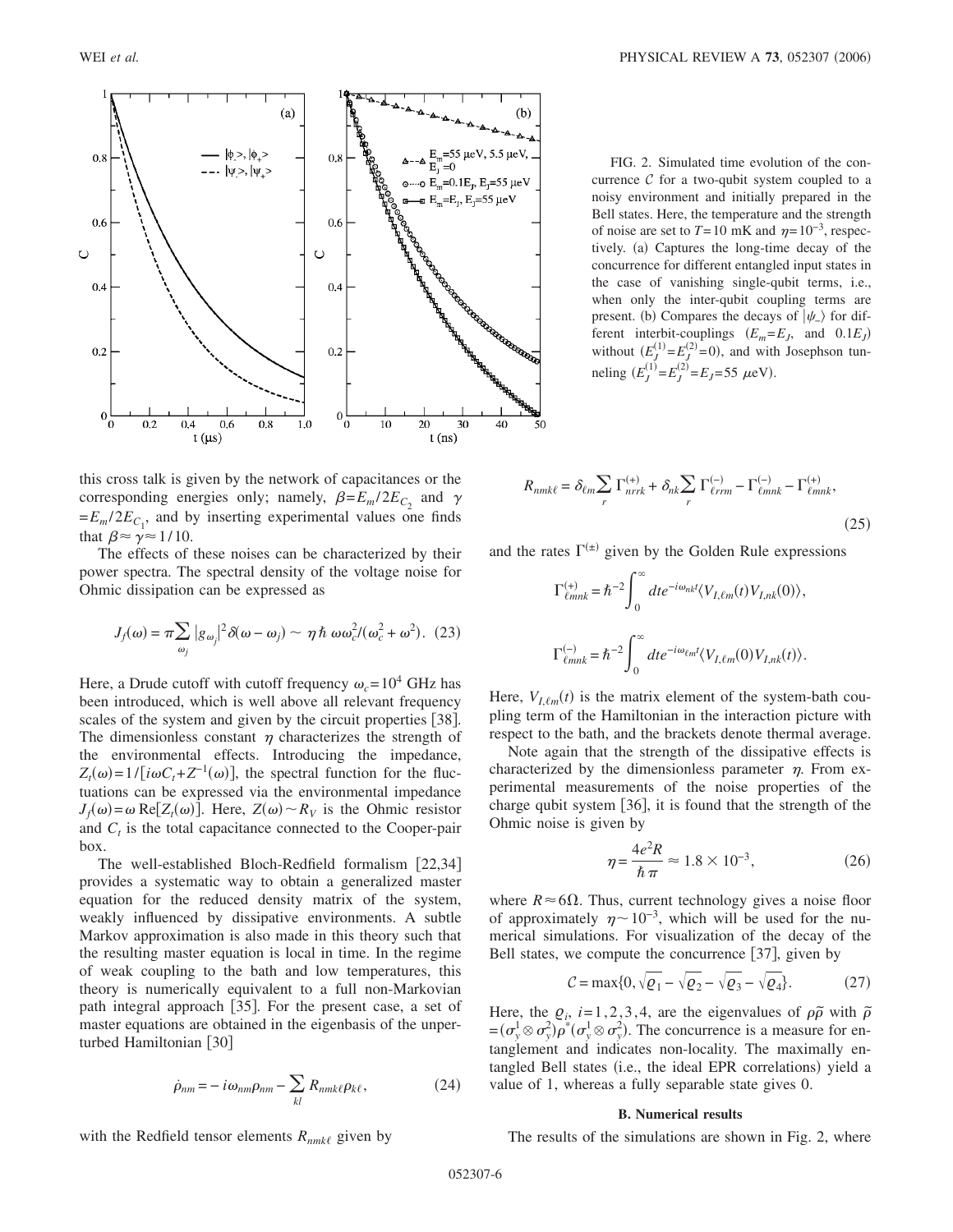FIG. 2. Simulated time evolution of the concurrence $\mathcal{C}$ for a two-qubit system coupled to a noisy environment and initially prepared in the Bell states. Here, the temperature and the strength of noise are set to $T=10$ mK and $\eta=10^{-3}$, respectively. (a) Captures the long-time decay of the concurrence for different entangled input states in the case of vanishing single-qubit terms, i.e., when only the inter-qubit coupling terms are present. (b) Compares the decays of $|\psi_{-}\rangle$ for different interbit-couplings ($E_m=E_J$, and $0.1E_J$) without ($E_J^{(1)}=E_J^{(2)}=0$), and with Josephson tunneling ($E_J^{(1)}=E_J^{(2)}=E_J=55$ $\mu$eV).

this cross talk is given by the network of capacitances or the corresponding energies only; namely, $\beta=E_m/2E_{C_2}$ and $\gamma=E_m/2E_{C_1}$, and by inserting experimental values one finds that $\beta\approx\gamma\approx 1/10$.

The effects of these noises can be characterized by their power spectra. The spectral density of the voltage noise for Ohmic dissipation can be expressed as

$$J_f(\omega)=\pi\sum_{\omega_j}|g_{\omega_j}|^2\delta(\omega-\omega_j)\sim\ \eta\hbar\ \omega\omega_c^2/(\omega_c^2+\omega^2). \quad (23)$$

Here, a Drude cutoff with cutoff frequency $\omega_c=10^4$ GHz has been introduced, which is well above all relevant frequency scales of the system and given by the circuit properties [38]. The dimensionless constant $\eta$ characterizes the strength of the environmental effects. Introducing the impedance, $Z_t(\omega)=1/[i\omega C_t+Z^{-1}(\omega)]$, the spectral function for the fluctuations can be expressed via the environmental impedance $J_f(\omega)=\omega\,\mathrm{Re}[Z_t(\omega)]$. Here, $Z(\omega)\sim R_V$ is the Ohmic resistor and $C_t$ is the total capacitance connected to the Cooper-pair box.

The well-established Bloch-Redfield formalism [22,34] provides a systematic way to obtain a generalized master equation for the reduced density matrix of the system, weakly influenced by dissipative environments. A subtle Markov approximation is also made in this theory such that the resulting master equation is local in time. In the regime of weak coupling to the bath and low temperatures, this theory is numerically equivalent to a full non-Markovian path integral approach [35]. For the present case, a set of master equations are obtained in the eigenbasis of the unperturbed Hamiltonian [30]

$$\dot{\rho}_{nm}=-i\omega_{nm}\rho_{nm}-\sum_{kl}R_{nmk\ell}\rho_{k\ell}, \quad (24)$$

with the Redfield tensor elements $R_{nmk\ell}$ given by

$$R_{nmk\ell}=\delta_{\ell m}\sum_r\Gamma^{(+)}_{nrrk}+\delta_{nk}\sum_r\Gamma^{(-)}_{\ell rrm}-\Gamma^{(-)}_{\ell mnk}-\Gamma^{(+)}_{\ell mnk}, \quad (25)$$

and the rates $\Gamma^{(\pm)}$ given by the Golden Rule expressions

$$\Gamma^{(+)}_{\ell mnk}=\hbar^{-2}\int_0^\infty dt e^{-i\omega_{nk}t}\langle V_{I,\ell m}(t)V_{I,nk}(0)\rangle,$$

$$\Gamma^{(-)}_{\ell mnk}=\hbar^{-2}\int_0^\infty dt e^{-i\omega_{\ell m}t}\langle V_{I,\ell m}(0)V_{I,nk}(t)\rangle.$$

Here, $V_{I,\ell m}(t)$ is the matrix element of the system-bath coupling term of the Hamiltonian in the interaction picture with respect to the bath, and the brackets denote thermal average.

Note again that the strength of the dissipative effects is characterized by the dimensionless parameter $\eta$. From experimental measurements of the noise properties of the charge qubit system [36], it is found that the strength of the Ohmic noise is given by

$$\eta=\frac{4e^2R}{\hbar\pi}\approx 1.8\times 10^{-3}, \quad (26)$$

where $R\approx 6\Omega$. Thus, current technology gives a noise floor of approximately $\eta\sim 10^{-3}$, which will be used for the numerical simulations. For visualization of the decay of the Bell states, we compute the concurrence [37], given by

$$\mathcal{C}=\max\{0,\sqrt{\varrho_1}-\sqrt{\varrho_2}-\sqrt{\varrho_3}-\sqrt{\varrho_4}\}. \quad (27)$$

Here, the $\varrho_i$, $i=1,2,3,4$, are the eigenvalues of $\rho\tilde{\rho}$ with $\tilde{\rho}=(\sigma_y^1\otimes\sigma_y^2)\rho^*(\sigma_y^1\otimes\sigma_y^2)$. The concurrence is a measure for entanglement and indicates non-locality. The maximally entangled Bell states (i.e., the ideal EPR correlations) yield a value of 1, whereas a fully separable state gives 0.

### B. Numerical results

The results of the simulations are shown in Fig. 2, where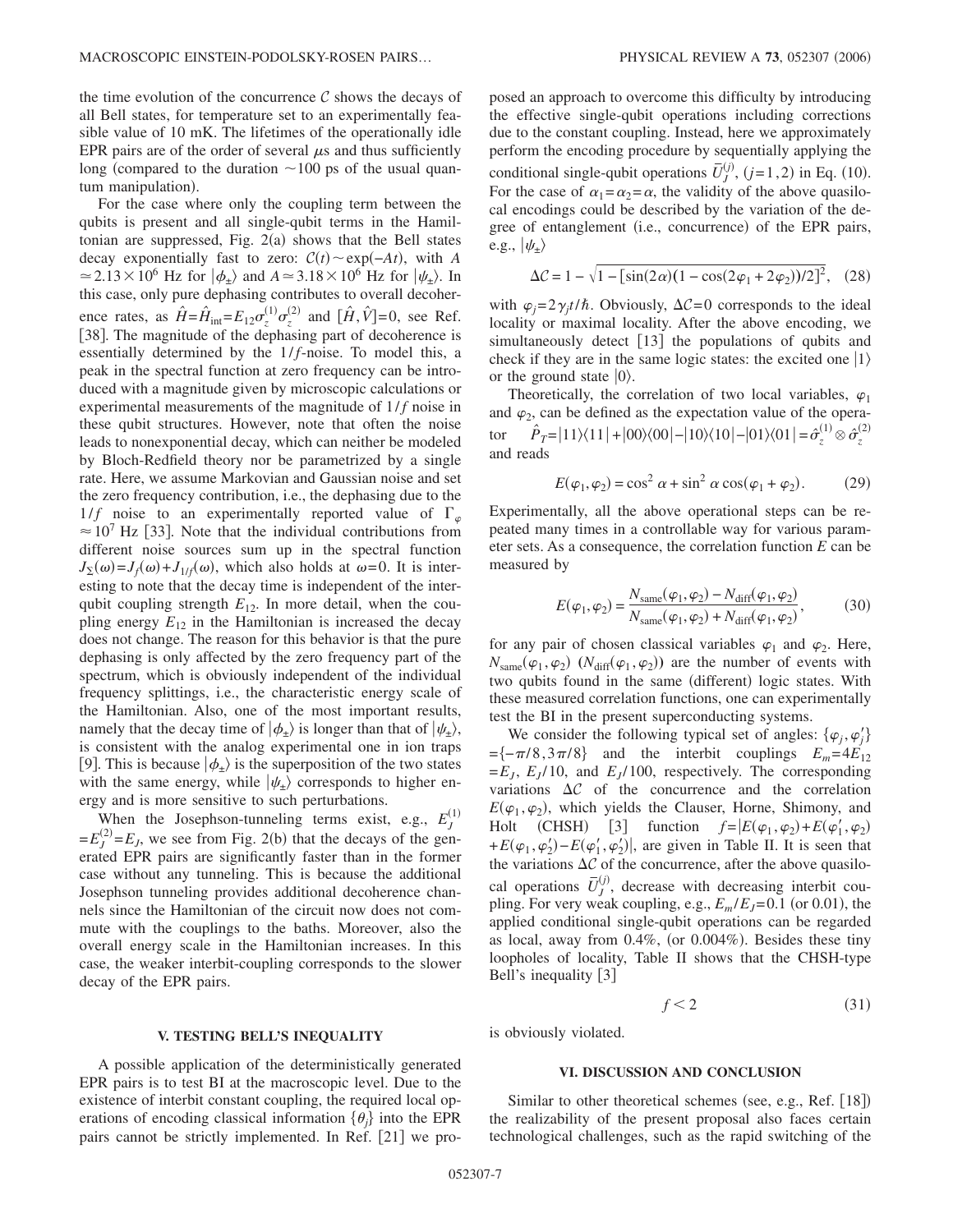the time evolution of the concurrence $\mathcal{C}$ shows the decays of all Bell states, for temperature set to an experimentally feasible value of 10 mK. The lifetimes of the operationally idle EPR pairs are of the order of several $\mu$s and thus sufficiently long (compared to the duration $\sim$100 ps of the usual quantum manipulation).

For the case where only the coupling term between the qubits is present and all single-qubit terms in the Hamiltonian are suppressed, Fig. 2(a) shows that the Bell states decay exponentially fast to zero: $\mathcal{C}(t) \sim \exp(-At)$, with $A \simeq 2.13 \times 10^6$ Hz for $|\phi_\pm\rangle$ and $A \simeq 3.18 \times 10^6$ Hz for $|\psi_\pm\rangle$. In this case, only pure dephasing contributes to overall decoherence rates, as $\hat{H} = \hat{H}_{\rm int} = E_{12}\sigma_z^{(1)}\sigma_z^{(2)}$ and $[\hat{H}, \hat{V}] = 0$, see Ref. [38]. The magnitude of the dephasing part of decoherence is essentially determined by the $1/f$-noise. To model this, a peak in the spectral function at zero frequency can be introduced with a magnitude given by microscopic calculations or experimental measurements of the magnitude of $1/f$ noise in these qubit structures. However, note that often the noise leads to nonexponential decay, which can neither be modeled by Bloch-Redfield theory nor be parametrized by a single rate. Here, we assume Markovian and Gaussian noise and set the zero frequency contribution, i.e., the dephasing due to the $1/f$ noise to an experimentally reported value of $\Gamma_\varphi \approx 10^7$ Hz [33]. Note that the individual contributions from different noise sources sum up in the spectral function $J_\Sigma(\omega) = J_f(\omega) + J_{1/f}(\omega)$, which also holds at $\omega = 0$. It is interesting to note that the decay time is independent of the interqubit coupling strength $E_{12}$. In more detail, when the coupling energy $E_{12}$ in the Hamiltonian is increased the decay does not change. The reason for this behavior is that the pure dephasing is only affected by the zero frequency part of the spectrum, which is obviously independent of the individual frequency splittings, i.e., the characteristic energy scale of the Hamiltonian. Also, one of the most important results, namely that the decay time of $|\phi_\pm\rangle$ is longer than that of $|\psi_\pm\rangle$, is consistent with the analog experimental one in ion traps [9]. This is because $|\phi_\pm\rangle$ is the superposition of the two states with the same energy, while $|\psi_\pm\rangle$ corresponds to higher energy and is more sensitive to such perturbations.

When the Josephson-tunneling terms exist, e.g., $E_J^{(1)} = E_J^{(2)} = E_J$, we see from Fig. 2(b) that the decays of the generated EPR pairs are significantly faster than in the former case without any tunneling. This is because the additional Josephson tunneling provides additional decoherence channels since the Hamiltonian of the circuit now does not commute with the couplings to the baths. Moreover, also the overall energy scale in the Hamiltonian increases. In this case, the weaker interbit-coupling corresponds to the slower decay of the EPR pairs.

## V. TESTING BELL'S INEQUALITY

A possible application of the deterministically generated EPR pairs is to test BI at the macroscopic level. Due to the existence of interbit constant coupling, the required local operations of encoding classical information $\{\theta_j\}$ into the EPR pairs cannot be strictly implemented. In Ref. [21] we proposed an approach to overcome this difficulty by introducing the effective single-qubit operations including corrections due to the constant coupling. Instead, here we approximately perform the encoding procedure by sequentially applying the conditional single-qubit operations $\bar{U}_J^{(j)}$, $(j=1,2)$ in Eq. (10). For the case of $\alpha_1 = \alpha_2 = \alpha$, the validity of the above quasilocal encodings could be described by the variation of the degree of entanglement (i.e., concurrence) of the EPR pairs, e.g., $|\psi_\pm\rangle$

$$\Delta\mathcal{C} = 1 - \sqrt{1 - [\sin(2\alpha)(1 - \cos(2\varphi_1 + 2\varphi_2))/2]^2}, \quad (28)$$

with $\varphi_j = 2\gamma_j t/\hbar$. Obviously, $\Delta\mathcal{C} = 0$ corresponds to the ideal locality or maximal locality. After the above encoding, we simultaneously detect [13] the populations of qubits and check if they are in the same logic states: the excited one $|1\rangle$ or the ground state $|0\rangle$.

Theoretically, the correlation of two local variables, $\varphi_1$ and $\varphi_2$, can be defined as the expectation value of the operator $\hat{P}_T = |11\rangle\langle 11| + |00\rangle\langle 00| - |10\rangle\langle 10| - |01\rangle\langle 01| = \hat{\sigma}_z^{(1)} \otimes \hat{\sigma}_z^{(2)}$ and reads

$$E(\varphi_1, \varphi_2) = \cos^2\alpha + \sin^2\alpha\cos(\varphi_1 + \varphi_2). \quad (29)$$

Experimentally, all the above operational steps can be repeated many times in a controllable way for various parameter sets. As a consequence, the correlation function $E$ can be measured by

$$E(\varphi_1, \varphi_2) = \frac{N_{\rm same}(\varphi_1, \varphi_2) - N_{\rm diff}(\varphi_1, \varphi_2)}{N_{\rm same}(\varphi_1, \varphi_2) + N_{\rm diff}(\varphi_1, \varphi_2)}, \quad (30)$$

for any pair of chosen classical variables $\varphi_1$ and $\varphi_2$. Here, $N_{\rm same}(\varphi_1, \varphi_2)$ ($N_{\rm diff}(\varphi_1, \varphi_2)$) are the number of events with two qubits found in the same (different) logic states. With these measured correlation functions, one can experimentally test the BI in the present superconducting systems.

We consider the following typical set of angles: $\{\varphi_j, \varphi_j'\} = \{-\pi/8, 3\pi/8\}$ and the interbit couplings $E_m = 4E_{12} = E_J$, $E_J/10$, and $E_J/100$, respectively. The corresponding variations $\Delta\mathcal{C}$ of the concurrence and the correlation $E(\varphi_1, \varphi_2)$, which yields the Clauser, Horne, Shimony, and Holt (CHSH) [3] function $f = |E(\varphi_1, \varphi_2) + E(\varphi_1', \varphi_2) + E(\varphi_1, \varphi_2') - E(\varphi_1', \varphi_2')|$, are given in Table II. It is seen that the variations $\Delta\mathcal{C}$ of the concurrence, after the above quasilocal operations $\bar{U}_J^{(j)}$, decrease with decreasing interbit coupling. For very weak coupling, e.g., $E_m/E_J = 0.1$ (or 0.01), the applied conditional single-qubit operations can be regarded as local, away from 0.4%, (or 0.004%). Besides these tiny loopholes of locality, Table II shows that the CHSH-type Bell's inequality [3]

$$f < 2 \quad (31)$$

is obviously violated.

## VI. DISCUSSION AND CONCLUSION

Similar to other theoretical schemes (see, e.g., Ref. [18]) the realizability of the present proposal also faces certain technological challenges, such as the rapid switching of the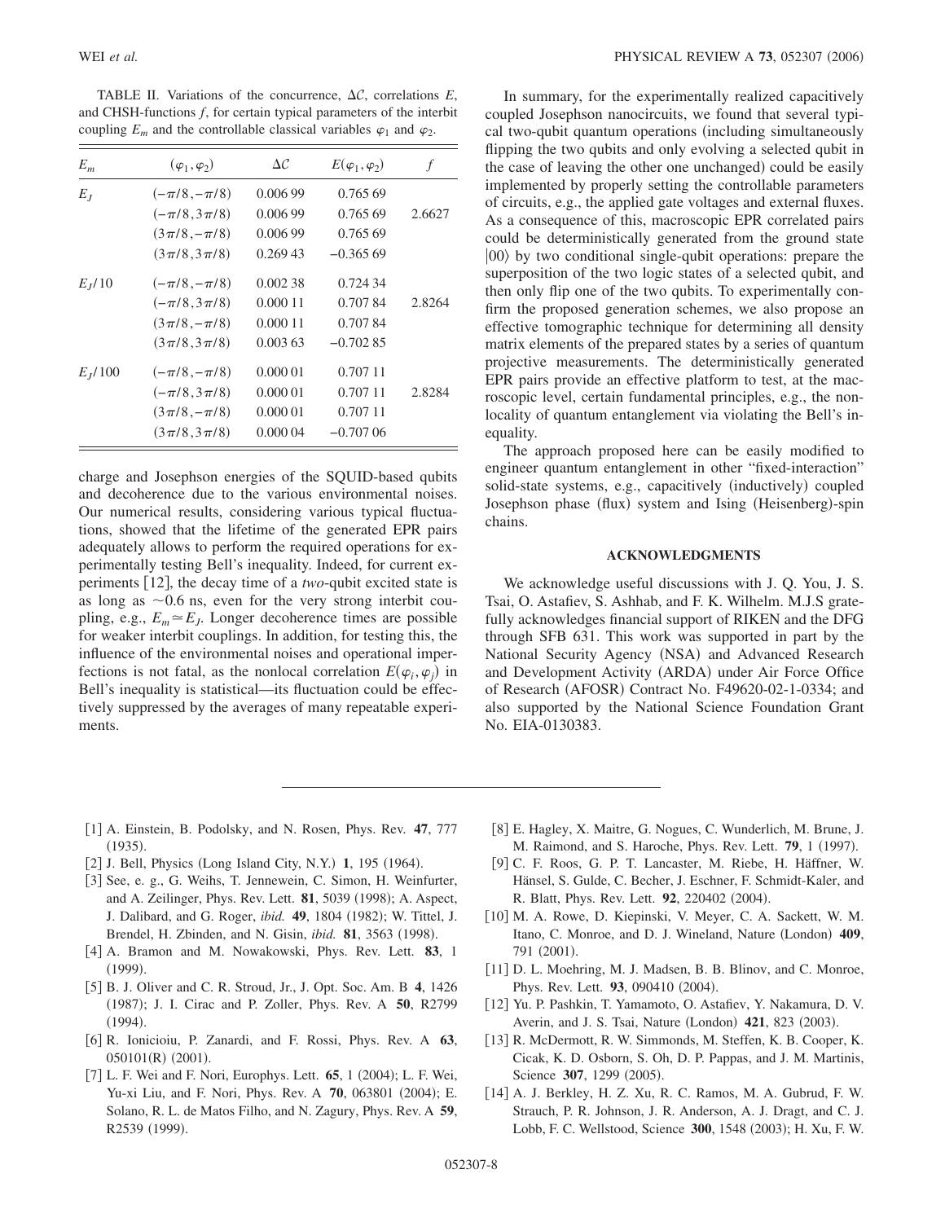TABLE II. Variations of the concurrence, $\Delta\mathcal{C}$, correlations $E$, and CHSH-functions $f$, for certain typical parameters of the interbit coupling $E_m$ and the controllable classical variables $\varphi_1$ and $\varphi_2$.

| $E_m$ | $(\varphi_1, \varphi_2)$ | $\Delta\mathcal{C}$ | $E(\varphi_1, \varphi_2)$ | $f$ |
|---|---|---|---|---|
| $E_J$ | $(-\pi/8, -\pi/8)$ | 0.006 99 | 0.765 69 | |
| | $(-\pi/8, 3\pi/8)$ | 0.006 99 | 0.765 69 | 2.6627 |
| | $(3\pi/8, -\pi/8)$ | 0.006 99 | 0.765 69 | |
| | $(3\pi/8, 3\pi/8)$ | 0.269 43 | −0.365 69 | |
| $E_J/10$ | $(-\pi/8, -\pi/8)$ | 0.002 38 | 0.724 34 | |
| | $(-\pi/8, 3\pi/8)$ | 0.000 11 | 0.707 84 | 2.8264 |
| | $(3\pi/8, -\pi/8)$ | 0.000 11 | 0.707 84 | |
| | $(3\pi/8, 3\pi/8)$ | 0.003 63 | −0.702 85 | |
| $E_J/100$ | $(-\pi/8, -\pi/8)$ | 0.000 01 | 0.707 11 | |
| | $(-\pi/8, 3\pi/8)$ | 0.000 01 | 0.707 11 | 2.8284 |
| | $(3\pi/8, -\pi/8)$ | 0.000 01 | 0.707 11 | |
| | $(3\pi/8, 3\pi/8)$ | 0.000 04 | −0.707 06 | |

charge and Josephson energies of the SQUID-based qubits and decoherence due to the various environmental noises. Our numerical results, considering various typical fluctuations, showed that the lifetime of the generated EPR pairs adequately allows to perform the required operations for experimentally testing Bell's inequality. Indeed, for current experiments [12], the decay time of a *two*-qubit excited state is as long as $\sim$0.6 ns, even for the very strong interbit coupling, e.g., $E_m \simeq E_J$. Longer decoherence times are possible for weaker interbit couplings. In addition, for testing this, the influence of the environmental noises and operational imperfections is not fatal, as the nonlocal correlation $E(\varphi_i, \varphi_j)$ in Bell's inequality is statistical—its fluctuation could be effectively suppressed by the averages of many repeatable experiments.

In summary, for the experimentally realized capacitively coupled Josephson nanocircuits, we found that several typical two-qubit quantum operations (including simultaneously flipping the two qubits and only evolving a selected qubit in the case of leaving the other one unchanged) could be easily implemented by properly setting the controllable parameters of circuits, e.g., the applied gate voltages and external fluxes. As a consequence of this, macroscopic EPR correlated pairs could be deterministically generated from the ground state $|00\rangle$ by two conditional single-qubit operations: prepare the superposition of the two logic states of a selected qubit, and then only flip one of the two qubits. To experimentally confirm the proposed generation schemes, we also propose an effective tomographic technique for determining all density matrix elements of the prepared states by a series of quantum projective measurements. The deterministically generated EPR pairs provide an effective platform to test, at the macroscopic level, certain fundamental principles, e.g., the nonlocality of quantum entanglement via violating the Bell's inequality.

The approach proposed here can be easily modified to engineer quantum entanglement in other "fixed-interaction" solid-state systems, e.g., capacitively (inductively) coupled Josephson phase (flux) system and Ising (Heisenberg)-spin chains.

## ACKNOWLEDGMENTS

We acknowledge useful discussions with J. Q. You, J. S. Tsai, O. Astafiev, S. Ashhab, and F. K. Wilhelm. M.J.S gratefully acknowledges financial support of RIKEN and the DFG through SFB 631. This work was supported in part by the National Security Agency (NSA) and Advanced Research and Development Activity (ARDA) under Air Force Office of Research (AFOSR) Contract No. F49620-02-1-0334; and also supported by the National Science Foundation Grant No. EIA-0130383.

---

[1] A. Einstein, B. Podolsky, and N. Rosen, Phys. Rev. **47**, 777 (1935).

[2] J. Bell, Physics (Long Island City, N.Y.) **1**, 195 (1964).

[3] See, e. g., G. Weihs, T. Jennewein, C. Simon, H. Weinfurter, and A. Zeilinger, Phys. Rev. Lett. **81**, 5039 (1998); A. Aspect, J. Dalibard, and G. Roger, *ibid.* **49**, 1804 (1982); W. Tittel, J. Brendel, H. Zbinden, and N. Gisin, *ibid.* **81**, 3563 (1998).

[4] A. Bramon and M. Nowakowski, Phys. Rev. Lett. **83**, 1 (1999).

[5] B. J. Oliver and C. R. Stroud, Jr., J. Opt. Soc. Am. B **4**, 1426 (1987); J. I. Cirac and P. Zoller, Phys. Rev. A **50**, R2799 (1994).

[6] R. Ionicioiu, P. Zanardi, and F. Rossi, Phys. Rev. A **63**, 050101(R) (2001).

[7] L. F. Wei and F. Nori, Europhys. Lett. **65**, 1 (2004); L. F. Wei, Yu-xi Liu, and F. Nori, Phys. Rev. A **70**, 063801 (2004); E. Solano, R. L. de Matos Filho, and N. Zagury, Phys. Rev. A **59**, R2539 (1999).

[8] E. Hagley, X. Maitre, G. Nogues, C. Wunderlich, M. Brune, J. M. Raimond, and S. Haroche, Phys. Rev. Lett. **79**, 1 (1997).

[9] C. F. Roos, G. P. T. Lancaster, M. Riebe, H. Häffner, W. Hänsel, S. Gulde, C. Becher, J. Eschner, F. Schmidt-Kaler, and R. Blatt, Phys. Rev. Lett. **92**, 220402 (2004).

[10] M. A. Rowe, D. Kiepinski, V. Meyer, C. A. Sackett, W. M. Itano, C. Monroe, and D. J. Wineland, Nature (London) **409**, 791 (2001).

[11] D. L. Moehring, M. J. Madsen, B. B. Blinov, and C. Monroe, Phys. Rev. Lett. **93**, 090410 (2004).

[12] Yu. P. Pashkin, T. Yamamoto, O. Astafiev, Y. Nakamura, D. V. Averin, and J. S. Tsai, Nature (London) **421**, 823 (2003).

[13] R. McDermott, R. W. Simmonds, M. Steffen, K. B. Cooper, K. Cicak, K. D. Osborn, S. Oh, D. P. Pappas, and J. M. Martinis, Science **307**, 1299 (2005).

[14] A. J. Berkley, H. Z. Xu, R. C. Ramos, M. A. Gubrud, F. W. Strauch, P. R. Johnson, J. R. Anderson, A. J. Dragt, and C. J. Lobb, F. C. Wellstood, Science **300**, 1548 (2003); H. Xu, F. W.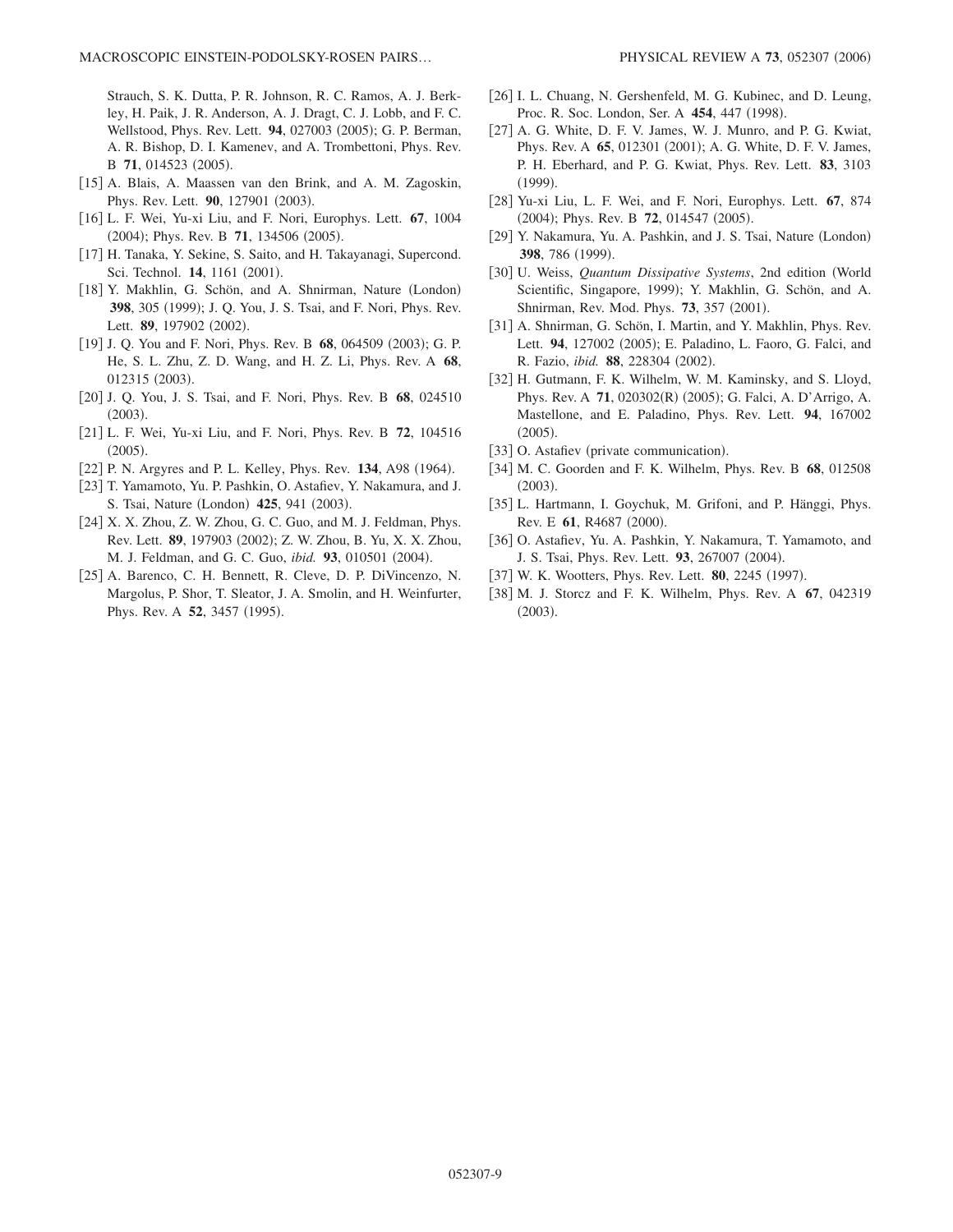Strauch, S. K. Dutta, P. R. Johnson, R. C. Ramos, A. J. Berkley, H. Paik, J. R. Anderson, A. J. Dragt, C. J. Lobb, and F. C. Wellstood, Phys. Rev. Lett. **94**, 027003 (2005); G. P. Berman, A. R. Bishop, D. I. Kamenev, and A. Trombettoni, Phys. Rev. B **71**, 014523 (2005).

[15] A. Blais, A. Maassen van den Brink, and A. M. Zagoskin, Phys. Rev. Lett. **90**, 127901 (2003).

[16] L. F. Wei, Yu-xi Liu, and F. Nori, Europhys. Lett. **67**, 1004 (2004); Phys. Rev. B **71**, 134506 (2005).

[17] H. Tanaka, Y. Sekine, S. Saito, and H. Takayanagi, Supercond. Sci. Technol. **14**, 1161 (2001).

[18] Y. Makhlin, G. Schön, and A. Shnirman, Nature (London) **398**, 305 (1999); J. Q. You, J. S. Tsai, and F. Nori, Phys. Rev. Lett. **89**, 197902 (2002).

[19] J. Q. You and F. Nori, Phys. Rev. B **68**, 064509 (2003); G. P. He, S. L. Zhu, Z. D. Wang, and H. Z. Li, Phys. Rev. A **68**, 012315 (2003).

[20] J. Q. You, J. S. Tsai, and F. Nori, Phys. Rev. B **68**, 024510 (2003).

[21] L. F. Wei, Yu-xi Liu, and F. Nori, Phys. Rev. B **72**, 104516 (2005).

[22] P. N. Argyres and P. L. Kelley, Phys. Rev. **134**, A98 (1964).

[23] T. Yamamoto, Yu. P. Pashkin, O. Astafiev, Y. Nakamura, and J. S. Tsai, Nature (London) **425**, 941 (2003).

[24] X. X. Zhou, Z. W. Zhou, G. C. Guo, and M. J. Feldman, Phys. Rev. Lett. **89**, 197903 (2002); Z. W. Zhou, B. Yu, X. X. Zhou, M. J. Feldman, and G. C. Guo, *ibid.* **93**, 010501 (2004).

[25] A. Barenco, C. H. Bennett, R. Cleve, D. P. DiVincenzo, N. Margolus, P. Shor, T. Sleator, J. A. Smolin, and H. Weinfurter, Phys. Rev. A **52**, 3457 (1995).

[26] I. L. Chuang, N. Gershenfeld, M. G. Kubinec, and D. Leung, Proc. R. Soc. London, Ser. A **454**, 447 (1998).

[27] A. G. White, D. F. V. James, W. J. Munro, and P. G. Kwiat, Phys. Rev. A **65**, 012301 (2001); A. G. White, D. F. V. James, P. H. Eberhard, and P. G. Kwiat, Phys. Rev. Lett. **83**, 3103 (1999).

[28] Yu-xi Liu, L. F. Wei, and F. Nori, Europhys. Lett. **67**, 874 (2004); Phys. Rev. B **72**, 014547 (2005).

[29] Y. Nakamura, Yu. A. Pashkin, and J. S. Tsai, Nature (London) **398**, 786 (1999).

[30] U. Weiss, *Quantum Dissipative Systems*, 2nd edition (World Scientific, Singapore, 1999); Y. Makhlin, G. Schön, and A. Shnirman, Rev. Mod. Phys. **73**, 357 (2001).

[31] A. Shnirman, G. Schön, I. Martin, and Y. Makhlin, Phys. Rev. Lett. **94**, 127002 (2005); E. Paladino, L. Faoro, G. Falci, and R. Fazio, *ibid.* **88**, 228304 (2002).

[32] H. Gutmann, F. K. Wilhelm, W. M. Kaminsky, and S. Lloyd, Phys. Rev. A **71**, 020302(R) (2005); G. Falci, A. D'Arrigo, A. Mastellone, and E. Paladino, Phys. Rev. Lett. **94**, 167002 (2005).

[33] O. Astafiev (private communication).

[34] M. C. Goorden and F. K. Wilhelm, Phys. Rev. B **68**, 012508 (2003).

[35] L. Hartmann, I. Goychuk, M. Grifoni, and P. Hänggi, Phys. Rev. E **61**, R4687 (2000).

[36] O. Astafiev, Yu. A. Pashkin, Y. Nakamura, T. Yamamoto, and J. S. Tsai, Phys. Rev. Lett. **93**, 267007 (2004).

[37] W. K. Wootters, Phys. Rev. Lett. **80**, 2245 (1997).

[38] M. J. Storcz and F. K. Wilhelm, Phys. Rev. A **67**, 042319 (2003).